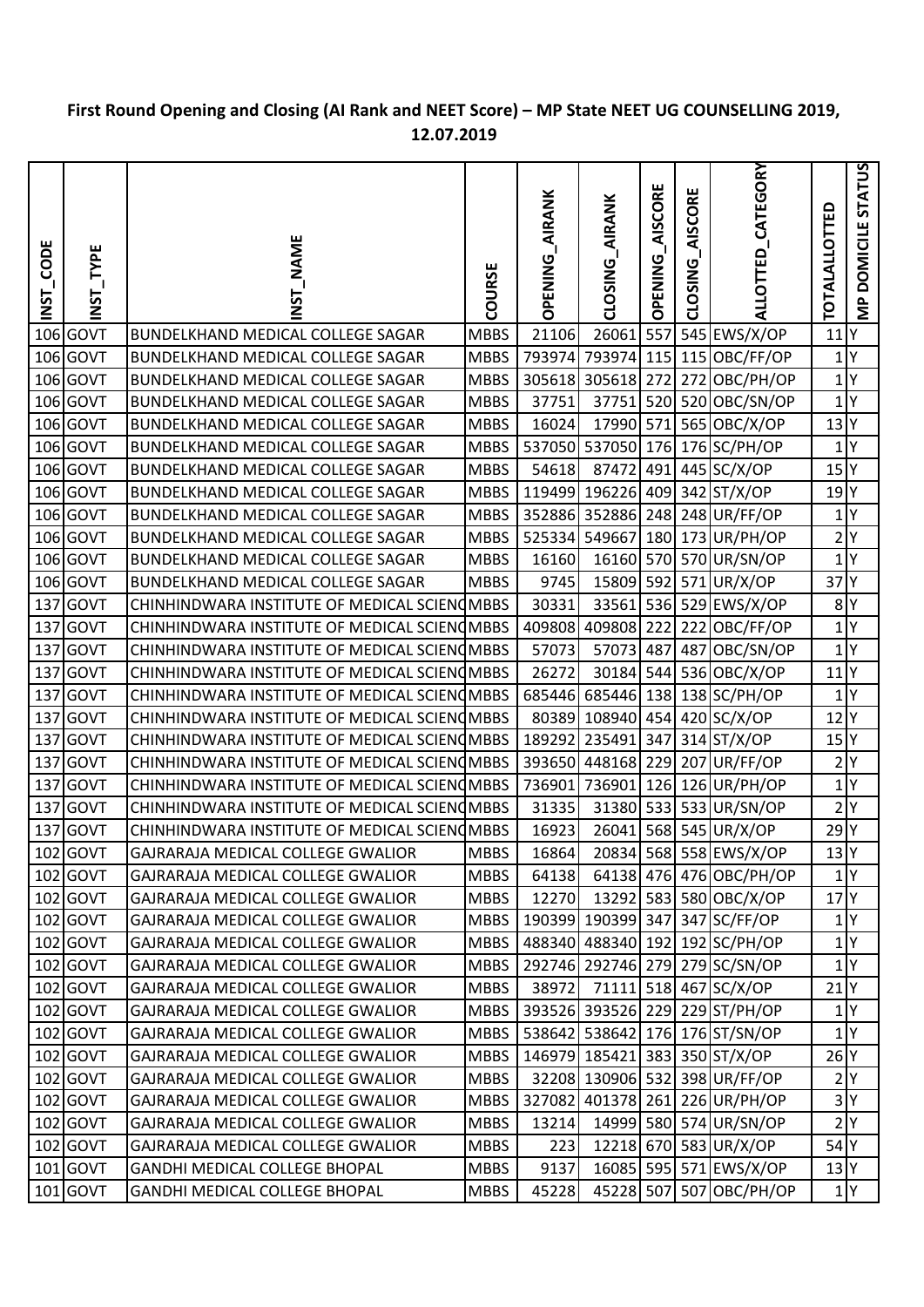# First Round Opening and Closing (AI Rank and NEET Score) – MP State NEET UG COUNSELLING 2019, 12.07.2019

| INST_CODE | INST_TYPE | INST_NAME | COURSE | OPENING_AIRANK | CLOSING_AIRANK | OPENING_AISCORE | CLOSING_AISCORE | ALLOTTED_CATEGORY | TOTALALLOTTED | MP DOMICILE STATUS |
|---|---|---|---|---|---|---|---|---|---|---|
| 106 | GOVT | BUNDELKHAND MEDICAL COLLEGE SAGAR | MBBS | 21106 | 26061 | 557 | 545 | EWS/X/OP | 11 | Y |
| 106 | GOVT | BUNDELKHAND MEDICAL COLLEGE SAGAR | MBBS | 793974 | 793974 | 115 | 115 | OBC/FF/OP | 1 | Y |
| 106 | GOVT | BUNDELKHAND MEDICAL COLLEGE SAGAR | MBBS | 305618 | 305618 | 272 | 272 | OBC/PH/OP | 1 | Y |
| 106 | GOVT | BUNDELKHAND MEDICAL COLLEGE SAGAR | MBBS | 37751 | 37751 | 520 | 520 | OBC/SN/OP | 1 | Y |
| 106 | GOVT | BUNDELKHAND MEDICAL COLLEGE SAGAR | MBBS | 16024 | 17990 | 571 | 565 | OBC/X/OP | 13 | Y |
| 106 | GOVT | BUNDELKHAND MEDICAL COLLEGE SAGAR | MBBS | 537050 | 537050 | 176 | 176 | SC/PH/OP | 1 | Y |
| 106 | GOVT | BUNDELKHAND MEDICAL COLLEGE SAGAR | MBBS | 54618 | 87472 | 491 | 445 | SC/X/OP | 15 | Y |
| 106 | GOVT | BUNDELKHAND MEDICAL COLLEGE SAGAR | MBBS | 119499 | 196226 | 409 | 342 | ST/X/OP | 19 | Y |
| 106 | GOVT | BUNDELKHAND MEDICAL COLLEGE SAGAR | MBBS | 352886 | 352886 | 248 | 248 | UR/FF/OP | 1 | Y |
| 106 | GOVT | BUNDELKHAND MEDICAL COLLEGE SAGAR | MBBS | 525334 | 549667 | 180 | 173 | UR/PH/OP | 2 | Y |
| 106 | GOVT | BUNDELKHAND MEDICAL COLLEGE SAGAR | MBBS | 16160 | 16160 | 570 | 570 | UR/SN/OP | 1 | Y |
| 106 | GOVT | BUNDELKHAND MEDICAL COLLEGE SAGAR | MBBS | 9745 | 15809 | 592 | 571 | UR/X/OP | 37 | Y |
| 137 | GOVT | CHINHINDWARA INSTITUTE OF MEDICAL SCIENC | MBBS | 30331 | 33561 | 536 | 529 | EWS/X/OP | 8 | Y |
| 137 | GOVT | CHINHINDWARA INSTITUTE OF MEDICAL SCIENC | MBBS | 409808 | 409808 | 222 | 222 | OBC/FF/OP | 1 | Y |
| 137 | GOVT | CHINHINDWARA INSTITUTE OF MEDICAL SCIENC | MBBS | 57073 | 57073 | 487 | 487 | OBC/SN/OP | 1 | Y |
| 137 | GOVT | CHINHINDWARA INSTITUTE OF MEDICAL SCIENC | MBBS | 26272 | 30184 | 544 | 536 | OBC/X/OP | 11 | Y |
| 137 | GOVT | CHINHINDWARA INSTITUTE OF MEDICAL SCIENC | MBBS | 685446 | 685446 | 138 | 138 | SC/PH/OP | 1 | Y |
| 137 | GOVT | CHINHINDWARA INSTITUTE OF MEDICAL SCIENC | MBBS | 80389 | 108940 | 454 | 420 | SC/X/OP | 12 | Y |
| 137 | GOVT | CHINHINDWARA INSTITUTE OF MEDICAL SCIENC | MBBS | 189292 | 235491 | 347 | 314 | ST/X/OP | 15 | Y |
| 137 | GOVT | CHINHINDWARA INSTITUTE OF MEDICAL SCIENC | MBBS | 393650 | 448168 | 229 | 207 | UR/FF/OP | 2 | Y |
| 137 | GOVT | CHINHINDWARA INSTITUTE OF MEDICAL SCIENC | MBBS | 736901 | 736901 | 126 | 126 | UR/PH/OP | 1 | Y |
| 137 | GOVT | CHINHINDWARA INSTITUTE OF MEDICAL SCIENC | MBBS | 31335 | 31380 | 533 | 533 | UR/SN/OP | 2 | Y |
| 137 | GOVT | CHINHINDWARA INSTITUTE OF MEDICAL SCIENC | MBBS | 16923 | 26041 | 568 | 545 | UR/X/OP | 29 | Y |
| 102 | GOVT | GAJRARAJA MEDICAL COLLEGE GWALIOR | MBBS | 16864 | 20834 | 568 | 558 | EWS/X/OP | 13 | Y |
| 102 | GOVT | GAJRARAJA MEDICAL COLLEGE GWALIOR | MBBS | 64138 | 64138 | 476 | 476 | OBC/PH/OP | 1 | Y |
| 102 | GOVT | GAJRARAJA MEDICAL COLLEGE GWALIOR | MBBS | 12270 | 13292 | 583 | 580 | OBC/X/OP | 17 | Y |
| 102 | GOVT | GAJRARAJA MEDICAL COLLEGE GWALIOR | MBBS | 190399 | 190399 | 347 | 347 | SC/FF/OP | 1 | Y |
| 102 | GOVT | GAJRARAJA MEDICAL COLLEGE GWALIOR | MBBS | 488340 | 488340 | 192 | 192 | SC/PH/OP | 1 | Y |
| 102 | GOVT | GAJRARAJA MEDICAL COLLEGE GWALIOR | MBBS | 292746 | 292746 | 279 | 279 | SC/SN/OP | 1 | Y |
| 102 | GOVT | GAJRARAJA MEDICAL COLLEGE GWALIOR | MBBS | 38972 | 71111 | 518 | 467 | SC/X/OP | 21 | Y |
| 102 | GOVT | GAJRARAJA MEDICAL COLLEGE GWALIOR | MBBS | 393526 | 393526 | 229 | 229 | ST/PH/OP | 1 | Y |
| 102 | GOVT | GAJRARAJA MEDICAL COLLEGE GWALIOR | MBBS | 538642 | 538642 | 176 | 176 | ST/SN/OP | 1 | Y |
| 102 | GOVT | GAJRARAJA MEDICAL COLLEGE GWALIOR | MBBS | 146979 | 185421 | 383 | 350 | ST/X/OP | 26 | Y |
| 102 | GOVT | GAJRARAJA MEDICAL COLLEGE GWALIOR | MBBS | 32208 | 130906 | 532 | 398 | UR/FF/OP | 2 | Y |
| 102 | GOVT | GAJRARAJA MEDICAL COLLEGE GWALIOR | MBBS | 327082 | 401378 | 261 | 226 | UR/PH/OP | 3 | Y |
| 102 | GOVT | GAJRARAJA MEDICAL COLLEGE GWALIOR | MBBS | 13214 | 14999 | 580 | 574 | UR/SN/OP | 2 | Y |
| 102 | GOVT | GAJRARAJA MEDICAL COLLEGE GWALIOR | MBBS | 223 | 12218 | 670 | 583 | UR/X/OP | 54 | Y |
| 101 | GOVT | GANDHI MEDICAL COLLEGE BHOPAL | MBBS | 9137 | 16085 | 595 | 571 | EWS/X/OP | 13 | Y |
| 101 | GOVT | GANDHI MEDICAL COLLEGE BHOPAL | MBBS | 45228 | 45228 | 507 | 507 | OBC/PH/OP | 1 | Y |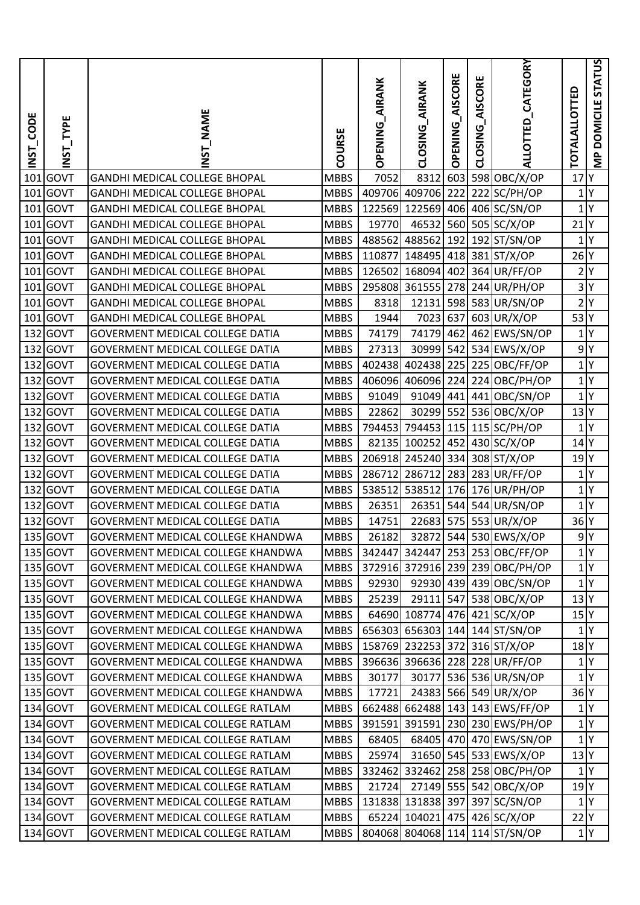| INST_CODE | INST_TYPE | INST_NAME | COURSE | OPENING_AIRANK | CLOSING_AIRANK | OPENING_AISCORE | CLOSING_AISCORE | ALLOTTED_CATEGORY | TOTALALLOTTED | MP DOMICILE STATUS |
|---|---|---|---|---|---|---|---|---|---|---|
| 101 | GOVT | GANDHI MEDICAL COLLEGE BHOPAL | MBBS | 7052 | 8312 | 603 | 598 | OBC/X/OP | 17 | Y |
| 101 | GOVT | GANDHI MEDICAL COLLEGE BHOPAL | MBBS | 409706 | 409706 | 222 | 222 | SC/PH/OP | 1 | Y |
| 101 | GOVT | GANDHI MEDICAL COLLEGE BHOPAL | MBBS | 122569 | 122569 | 406 | 406 | SC/SN/OP | 1 | Y |
| 101 | GOVT | GANDHI MEDICAL COLLEGE BHOPAL | MBBS | 19770 | 46532 | 560 | 505 | SC/X/OP | 21 | Y |
| 101 | GOVT | GANDHI MEDICAL COLLEGE BHOPAL | MBBS | 488562 | 488562 | 192 | 192 | ST/SN/OP | 1 | Y |
| 101 | GOVT | GANDHI MEDICAL COLLEGE BHOPAL | MBBS | 110877 | 148495 | 418 | 381 | ST/X/OP | 26 | Y |
| 101 | GOVT | GANDHI MEDICAL COLLEGE BHOPAL | MBBS | 126502 | 168094 | 402 | 364 | UR/FF/OP | 2 | Y |
| 101 | GOVT | GANDHI MEDICAL COLLEGE BHOPAL | MBBS | 295808 | 361555 | 278 | 244 | UR/PH/OP | 3 | Y |
| 101 | GOVT | GANDHI MEDICAL COLLEGE BHOPAL | MBBS | 8318 | 12131 | 598 | 583 | UR/SN/OP | 2 | Y |
| 101 | GOVT | GANDHI MEDICAL COLLEGE BHOPAL | MBBS | 1944 | 7023 | 637 | 603 | UR/X/OP | 53 | Y |
| 132 | GOVT | GOVERMENT MEDICAL COLLEGE DATIA | MBBS | 74179 | 74179 | 462 | 462 | EWS/SN/OP | 1 | Y |
| 132 | GOVT | GOVERMENT MEDICAL COLLEGE DATIA | MBBS | 27313 | 30999 | 542 | 534 | EWS/X/OP | 9 | Y |
| 132 | GOVT | GOVERMENT MEDICAL COLLEGE DATIA | MBBS | 402438 | 402438 | 225 | 225 | OBC/FF/OP | 1 | Y |
| 132 | GOVT | GOVERMENT MEDICAL COLLEGE DATIA | MBBS | 406096 | 406096 | 224 | 224 | OBC/PH/OP | 1 | Y |
| 132 | GOVT | GOVERMENT MEDICAL COLLEGE DATIA | MBBS | 91049 | 91049 | 441 | 441 | OBC/SN/OP | 1 | Y |
| 132 | GOVT | GOVERMENT MEDICAL COLLEGE DATIA | MBBS | 22862 | 30299 | 552 | 536 | OBC/X/OP | 13 | Y |
| 132 | GOVT | GOVERMENT MEDICAL COLLEGE DATIA | MBBS | 794453 | 794453 | 115 | 115 | SC/PH/OP | 1 | Y |
| 132 | GOVT | GOVERMENT MEDICAL COLLEGE DATIA | MBBS | 82135 | 100252 | 452 | 430 | SC/X/OP | 14 | Y |
| 132 | GOVT | GOVERMENT MEDICAL COLLEGE DATIA | MBBS | 206918 | 245240 | 334 | 308 | ST/X/OP | 19 | Y |
| 132 | GOVT | GOVERMENT MEDICAL COLLEGE DATIA | MBBS | 286712 | 286712 | 283 | 283 | UR/FF/OP | 1 | Y |
| 132 | GOVT | GOVERMENT MEDICAL COLLEGE DATIA | MBBS | 538512 | 538512 | 176 | 176 | UR/PH/OP | 1 | Y |
| 132 | GOVT | GOVERMENT MEDICAL COLLEGE DATIA | MBBS | 26351 | 26351 | 544 | 544 | UR/SN/OP | 1 | Y |
| 132 | GOVT | GOVERMENT MEDICAL COLLEGE DATIA | MBBS | 14751 | 22683 | 575 | 553 | UR/X/OP | 36 | Y |
| 135 | GOVT | GOVERMENT MEDICAL COLLEGE KHANDWA | MBBS | 26182 | 32872 | 544 | 530 | EWS/X/OP | 9 | Y |
| 135 | GOVT | GOVERMENT MEDICAL COLLEGE KHANDWA | MBBS | 342447 | 342447 | 253 | 253 | OBC/FF/OP | 1 | Y |
| 135 | GOVT | GOVERMENT MEDICAL COLLEGE KHANDWA | MBBS | 372916 | 372916 | 239 | 239 | OBC/PH/OP | 1 | Y |
| 135 | GOVT | GOVERMENT MEDICAL COLLEGE KHANDWA | MBBS | 92930 | 92930 | 439 | 439 | OBC/SN/OP | 1 | Y |
| 135 | GOVT | GOVERMENT MEDICAL COLLEGE KHANDWA | MBBS | 25239 | 29111 | 547 | 538 | OBC/X/OP | 13 | Y |
| 135 | GOVT | GOVERMENT MEDICAL COLLEGE KHANDWA | MBBS | 64690 | 108774 | 476 | 421 | SC/X/OP | 15 | Y |
| 135 | GOVT | GOVERMENT MEDICAL COLLEGE KHANDWA | MBBS | 656303 | 656303 | 144 | 144 | ST/SN/OP | 1 | Y |
| 135 | GOVT | GOVERMENT MEDICAL COLLEGE KHANDWA | MBBS | 158769 | 232253 | 372 | 316 | ST/X/OP | 18 | Y |
| 135 | GOVT | GOVERMENT MEDICAL COLLEGE KHANDWA | MBBS | 396636 | 396636 | 228 | 228 | UR/FF/OP | 1 | Y |
| 135 | GOVT | GOVERMENT MEDICAL COLLEGE KHANDWA | MBBS | 30177 | 30177 | 536 | 536 | UR/SN/OP | 1 | Y |
| 135 | GOVT | GOVERMENT MEDICAL COLLEGE KHANDWA | MBBS | 17721 | 24383 | 566 | 549 | UR/X/OP | 36 | Y |
| 134 | GOVT | GOVERMENT MEDICAL COLLEGE RATLAM | MBBS | 662488 | 662488 | 143 | 143 | EWS/FF/OP | 1 | Y |
| 134 | GOVT | GOVERMENT MEDICAL COLLEGE RATLAM | MBBS | 391591 | 391591 | 230 | 230 | EWS/PH/OP | 1 | Y |
| 134 | GOVT | GOVERMENT MEDICAL COLLEGE RATLAM | MBBS | 68405 | 68405 | 470 | 470 | EWS/SN/OP | 1 | Y |
| 134 | GOVT | GOVERMENT MEDICAL COLLEGE RATLAM | MBBS | 25974 | 31650 | 545 | 533 | EWS/X/OP | 13 | Y |
| 134 | GOVT | GOVERMENT MEDICAL COLLEGE RATLAM | MBBS | 332462 | 332462 | 258 | 258 | OBC/PH/OP | 1 | Y |
| 134 | GOVT | GOVERMENT MEDICAL COLLEGE RATLAM | MBBS | 21724 | 27149 | 555 | 542 | OBC/X/OP | 19 | Y |
| 134 | GOVT | GOVERMENT MEDICAL COLLEGE RATLAM | MBBS | 131838 | 131838 | 397 | 397 | SC/SN/OP | 1 | Y |
| 134 | GOVT | GOVERMENT MEDICAL COLLEGE RATLAM | MBBS | 65224 | 104021 | 475 | 426 | SC/X/OP | 22 | Y |
| 134 | GOVT | GOVERMENT MEDICAL COLLEGE RATLAM | MBBS | 804068 | 804068 | 114 | 114 | ST/SN/OP | 1 | Y |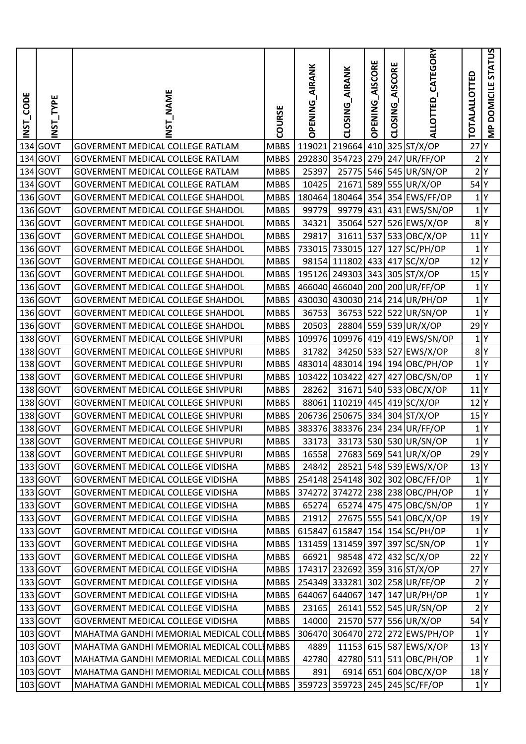| INST_CODE | INST_TYPE | INST_NAME | COURSE | OPENING_AIRANK | CLOSING_AIRANK | OPENING_AISCORE | CLOSING_AISCORE | ALLOTTED_CATEGORY | TOTALALLOTTED | MP DOMICILE STATUS |
|---|---|---|---|---|---|---|---|---|---|---|
| 134 | GOVT | GOVERMENT MEDICAL COLLEGE RATLAM | MBBS | 119021 | 219664 | 410 | 325 | ST/X/OP | 27 | Y |
| 134 | GOVT | GOVERMENT MEDICAL COLLEGE RATLAM | MBBS | 292830 | 354723 | 279 | 247 | UR/FF/OP | 2 | Y |
| 134 | GOVT | GOVERMENT MEDICAL COLLEGE RATLAM | MBBS | 25397 | 25775 | 546 | 545 | UR/SN/OP | 2 | Y |
| 134 | GOVT | GOVERMENT MEDICAL COLLEGE RATLAM | MBBS | 10425 | 21671 | 589 | 555 | UR/X/OP | 54 | Y |
| 136 | GOVT | GOVERMENT MEDICAL COLLEGE SHAHDOL | MBBS | 180464 | 180464 | 354 | 354 | EWS/FF/OP | 1 | Y |
| 136 | GOVT | GOVERMENT MEDICAL COLLEGE SHAHDOL | MBBS | 99779 | 99779 | 431 | 431 | EWS/SN/OP | 1 | Y |
| 136 | GOVT | GOVERMENT MEDICAL COLLEGE SHAHDOL | MBBS | 34321 | 35064 | 527 | 526 | EWS/X/OP | 8 | Y |
| 136 | GOVT | GOVERMENT MEDICAL COLLEGE SHAHDOL | MBBS | 29817 | 31611 | 537 | 533 | OBC/X/OP | 11 | Y |
| 136 | GOVT | GOVERMENT MEDICAL COLLEGE SHAHDOL | MBBS | 733015 | 733015 | 127 | 127 | SC/PH/OP | 1 | Y |
| 136 | GOVT | GOVERMENT MEDICAL COLLEGE SHAHDOL | MBBS | 98154 | 111802 | 433 | 417 | SC/X/OP | 12 | Y |
| 136 | GOVT | GOVERMENT MEDICAL COLLEGE SHAHDOL | MBBS | 195126 | 249303 | 343 | 305 | ST/X/OP | 15 | Y |
| 136 | GOVT | GOVERMENT MEDICAL COLLEGE SHAHDOL | MBBS | 466040 | 466040 | 200 | 200 | UR/FF/OP | 1 | Y |
| 136 | GOVT | GOVERMENT MEDICAL COLLEGE SHAHDOL | MBBS | 430030 | 430030 | 214 | 214 | UR/PH/OP | 1 | Y |
| 136 | GOVT | GOVERMENT MEDICAL COLLEGE SHAHDOL | MBBS | 36753 | 36753 | 522 | 522 | UR/SN/OP | 1 | Y |
| 136 | GOVT | GOVERMENT MEDICAL COLLEGE SHAHDOL | MBBS | 20503 | 28804 | 559 | 539 | UR/X/OP | 29 | Y |
| 138 | GOVT | GOVERMENT MEDICAL COLLEGE SHIVPURI | MBBS | 109976 | 109976 | 419 | 419 | EWS/SN/OP | 1 | Y |
| 138 | GOVT | GOVERMENT MEDICAL COLLEGE SHIVPURI | MBBS | 31782 | 34250 | 533 | 527 | EWS/X/OP | 8 | Y |
| 138 | GOVT | GOVERMENT MEDICAL COLLEGE SHIVPURI | MBBS | 483014 | 483014 | 194 | 194 | OBC/PH/OP | 1 | Y |
| 138 | GOVT | GOVERMENT MEDICAL COLLEGE SHIVPURI | MBBS | 103422 | 103422 | 427 | 427 | OBC/SN/OP | 1 | Y |
| 138 | GOVT | GOVERMENT MEDICAL COLLEGE SHIVPURI | MBBS | 28262 | 31671 | 540 | 533 | OBC/X/OP | 11 | Y |
| 138 | GOVT | GOVERMENT MEDICAL COLLEGE SHIVPURI | MBBS | 88061 | 110219 | 445 | 419 | SC/X/OP | 12 | Y |
| 138 | GOVT | GOVERMENT MEDICAL COLLEGE SHIVPURI | MBBS | 206736 | 250675 | 334 | 304 | ST/X/OP | 15 | Y |
| 138 | GOVT | GOVERMENT MEDICAL COLLEGE SHIVPURI | MBBS | 383376 | 383376 | 234 | 234 | UR/FF/OP | 1 | Y |
| 138 | GOVT | GOVERMENT MEDICAL COLLEGE SHIVPURI | MBBS | 33173 | 33173 | 530 | 530 | UR/SN/OP | 1 | Y |
| 138 | GOVT | GOVERMENT MEDICAL COLLEGE SHIVPURI | MBBS | 16558 | 27683 | 569 | 541 | UR/X/OP | 29 | Y |
| 133 | GOVT | GOVERMENT MEDICAL COLLEGE VIDISHA | MBBS | 24842 | 28521 | 548 | 539 | EWS/X/OP | 13 | Y |
| 133 | GOVT | GOVERMENT MEDICAL COLLEGE VIDISHA | MBBS | 254148 | 254148 | 302 | 302 | OBC/FF/OP | 1 | Y |
| 133 | GOVT | GOVERMENT MEDICAL COLLEGE VIDISHA | MBBS | 374272 | 374272 | 238 | 238 | OBC/PH/OP | 1 | Y |
| 133 | GOVT | GOVERMENT MEDICAL COLLEGE VIDISHA | MBBS | 65274 | 65274 | 475 | 475 | OBC/SN/OP | 1 | Y |
| 133 | GOVT | GOVERMENT MEDICAL COLLEGE VIDISHA | MBBS | 21912 | 27675 | 555 | 541 | OBC/X/OP | 19 | Y |
| 133 | GOVT | GOVERMENT MEDICAL COLLEGE VIDISHA | MBBS | 615847 | 615847 | 154 | 154 | SC/PH/OP | 1 | Y |
| 133 | GOVT | GOVERMENT MEDICAL COLLEGE VIDISHA | MBBS | 131459 | 131459 | 397 | 397 | SC/SN/OP | 1 | Y |
| 133 | GOVT | GOVERMENT MEDICAL COLLEGE VIDISHA | MBBS | 66921 | 98548 | 472 | 432 | SC/X/OP | 22 | Y |
| 133 | GOVT | GOVERMENT MEDICAL COLLEGE VIDISHA | MBBS | 174317 | 232692 | 359 | 316 | ST/X/OP | 27 | Y |
| 133 | GOVT | GOVERMENT MEDICAL COLLEGE VIDISHA | MBBS | 254349 | 333281 | 302 | 258 | UR/FF/OP | 2 | Y |
| 133 | GOVT | GOVERMENT MEDICAL COLLEGE VIDISHA | MBBS | 644067 | 644067 | 147 | 147 | UR/PH/OP | 1 | Y |
| 133 | GOVT | GOVERMENT MEDICAL COLLEGE VIDISHA | MBBS | 23165 | 26141 | 552 | 545 | UR/SN/OP | 2 | Y |
| 133 | GOVT | GOVERMENT MEDICAL COLLEGE VIDISHA | MBBS | 14000 | 21570 | 577 | 556 | UR/X/OP | 54 | Y |
| 103 | GOVT | MAHATMA GANDHI MEMORIAL MEDICAL COLL | MBBS | 306470 | 306470 | 272 | 272 | EWS/PH/OP | 1 | Y |
| 103 | GOVT | MAHATMA GANDHI MEMORIAL MEDICAL COLL | MBBS | 4889 | 11153 | 615 | 587 | EWS/X/OP | 13 | Y |
| 103 | GOVT | MAHATMA GANDHI MEMORIAL MEDICAL COLL | MBBS | 42780 | 42780 | 511 | 511 | OBC/PH/OP | 1 | Y |
| 103 | GOVT | MAHATMA GANDHI MEMORIAL MEDICAL COLL | MBBS | 891 | 6914 | 651 | 604 | OBC/X/OP | 18 | Y |
| 103 | GOVT | MAHATMA GANDHI MEMORIAL MEDICAL COLL | MBBS | 359723 | 359723 | 245 | 245 | SC/FF/OP | 1 | Y |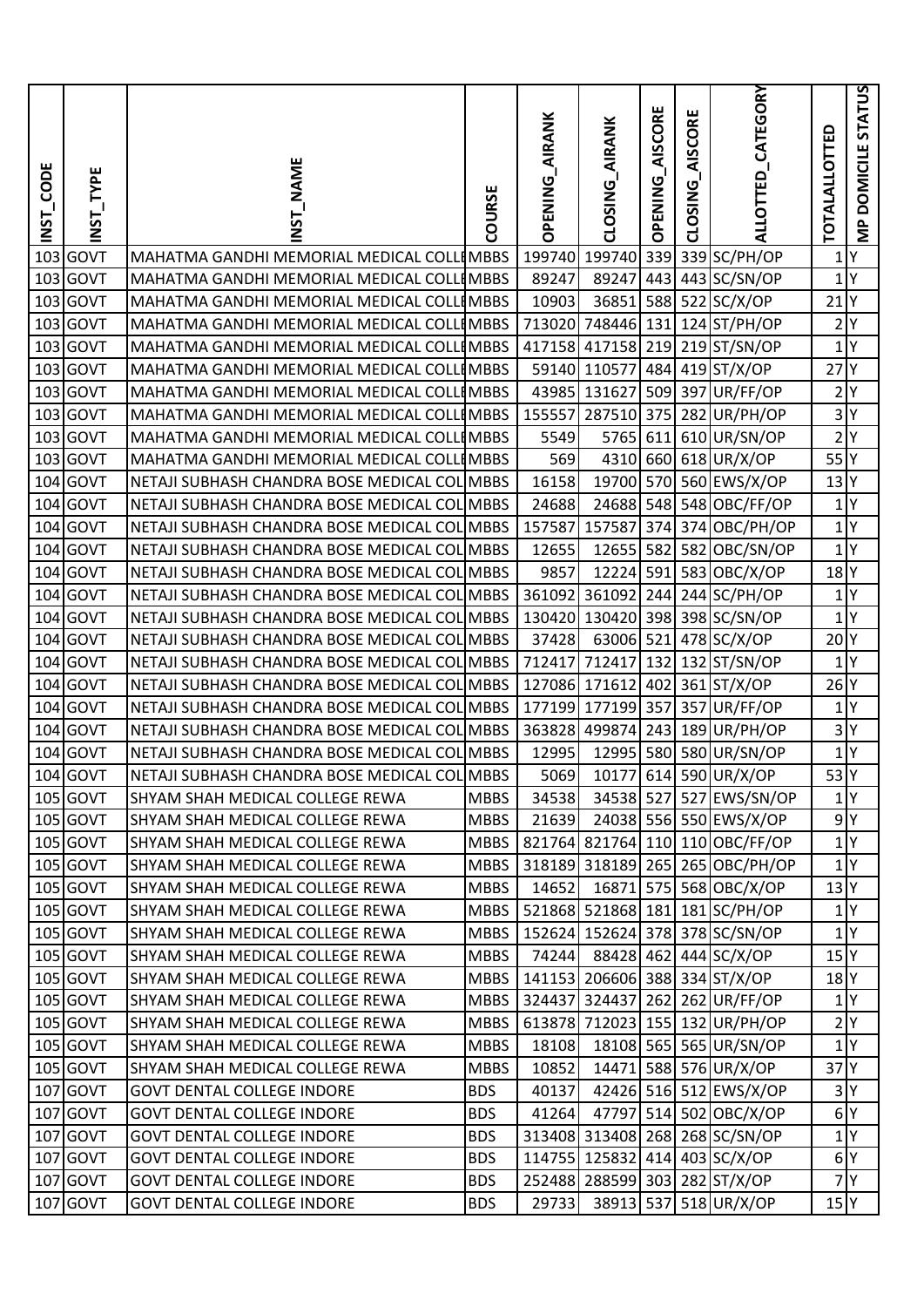| INST_CODE | INST_TYPE | INST_NAME | COURSE | OPENING_AIRANK | CLOSING_AIRANK | OPENING_AISCORE | CLOSING_AISCORE | ALLOTTED_CATEGORY | TOTALALLOTTED | MP DOMICILE STATUS |
|---|---|---|---|---|---|---|---|---|---|---|
| 103 | GOVT | MAHATMA GANDHI MEMORIAL MEDICAL COLLE | MBBS | 199740 | 199740 | 339 | 339 | SC/PH/OP | 1 | Y |
| 103 | GOVT | MAHATMA GANDHI MEMORIAL MEDICAL COLLE | MBBS | 89247 | 89247 | 443 | 443 | SC/SN/OP | 1 | Y |
| 103 | GOVT | MAHATMA GANDHI MEMORIAL MEDICAL COLLE | MBBS | 10903 | 36851 | 588 | 522 | SC/X/OP | 21 | Y |
| 103 | GOVT | MAHATMA GANDHI MEMORIAL MEDICAL COLLE | MBBS | 713020 | 748446 | 131 | 124 | ST/PH/OP | 2 | Y |
| 103 | GOVT | MAHATMA GANDHI MEMORIAL MEDICAL COLLE | MBBS | 417158 | 417158 | 219 | 219 | ST/SN/OP | 1 | Y |
| 103 | GOVT | MAHATMA GANDHI MEMORIAL MEDICAL COLLE | MBBS | 59140 | 110577 | 484 | 419 | ST/X/OP | 27 | Y |
| 103 | GOVT | MAHATMA GANDHI MEMORIAL MEDICAL COLLE | MBBS | 43985 | 131627 | 509 | 397 | UR/FF/OP | 2 | Y |
| 103 | GOVT | MAHATMA GANDHI MEMORIAL MEDICAL COLLE | MBBS | 155557 | 287510 | 375 | 282 | UR/PH/OP | 3 | Y |
| 103 | GOVT | MAHATMA GANDHI MEMORIAL MEDICAL COLLE | MBBS | 5549 | 5765 | 611 | 610 | UR/SN/OP | 2 | Y |
| 103 | GOVT | MAHATMA GANDHI MEMORIAL MEDICAL COLLE | MBBS | 569 | 4310 | 660 | 618 | UR/X/OP | 55 | Y |
| 104 | GOVT | NETAJI SUBHASH CHANDRA BOSE MEDICAL COL | MBBS | 16158 | 19700 | 570 | 560 | EWS/X/OP | 13 | Y |
| 104 | GOVT | NETAJI SUBHASH CHANDRA BOSE MEDICAL COL | MBBS | 24688 | 24688 | 548 | 548 | OBC/FF/OP | 1 | Y |
| 104 | GOVT | NETAJI SUBHASH CHANDRA BOSE MEDICAL COL | MBBS | 157587 | 157587 | 374 | 374 | OBC/PH/OP | 1 | Y |
| 104 | GOVT | NETAJI SUBHASH CHANDRA BOSE MEDICAL COL | MBBS | 12655 | 12655 | 582 | 582 | OBC/SN/OP | 1 | Y |
| 104 | GOVT | NETAJI SUBHASH CHANDRA BOSE MEDICAL COL | MBBS | 9857 | 12224 | 591 | 583 | OBC/X/OP | 18 | Y |
| 104 | GOVT | NETAJI SUBHASH CHANDRA BOSE MEDICAL COL | MBBS | 361092 | 361092 | 244 | 244 | SC/PH/OP | 1 | Y |
| 104 | GOVT | NETAJI SUBHASH CHANDRA BOSE MEDICAL COL | MBBS | 130420 | 130420 | 398 | 398 | SC/SN/OP | 1 | Y |
| 104 | GOVT | NETAJI SUBHASH CHANDRA BOSE MEDICAL COL | MBBS | 37428 | 63006 | 521 | 478 | SC/X/OP | 20 | Y |
| 104 | GOVT | NETAJI SUBHASH CHANDRA BOSE MEDICAL COL | MBBS | 712417 | 712417 | 132 | 132 | ST/SN/OP | 1 | Y |
| 104 | GOVT | NETAJI SUBHASH CHANDRA BOSE MEDICAL COL | MBBS | 127086 | 171612 | 402 | 361 | ST/X/OP | 26 | Y |
| 104 | GOVT | NETAJI SUBHASH CHANDRA BOSE MEDICAL COL | MBBS | 177199 | 177199 | 357 | 357 | UR/FF/OP | 1 | Y |
| 104 | GOVT | NETAJI SUBHASH CHANDRA BOSE MEDICAL COL | MBBS | 363828 | 499874 | 243 | 189 | UR/PH/OP | 3 | Y |
| 104 | GOVT | NETAJI SUBHASH CHANDRA BOSE MEDICAL COL | MBBS | 12995 | 12995 | 580 | 580 | UR/SN/OP | 1 | Y |
| 104 | GOVT | NETAJI SUBHASH CHANDRA BOSE MEDICAL COL | MBBS | 5069 | 10177 | 614 | 590 | UR/X/OP | 53 | Y |
| 105 | GOVT | SHYAM SHAH MEDICAL COLLEGE REWA | MBBS | 34538 | 34538 | 527 | 527 | EWS/SN/OP | 1 | Y |
| 105 | GOVT | SHYAM SHAH MEDICAL COLLEGE REWA | MBBS | 21639 | 24038 | 556 | 550 | EWS/X/OP | 9 | Y |
| 105 | GOVT | SHYAM SHAH MEDICAL COLLEGE REWA | MBBS | 821764 | 821764 | 110 | 110 | OBC/FF/OP | 1 | Y |
| 105 | GOVT | SHYAM SHAH MEDICAL COLLEGE REWA | MBBS | 318189 | 318189 | 265 | 265 | OBC/PH/OP | 1 | Y |
| 105 | GOVT | SHYAM SHAH MEDICAL COLLEGE REWA | MBBS | 14652 | 16871 | 575 | 568 | OBC/X/OP | 13 | Y |
| 105 | GOVT | SHYAM SHAH MEDICAL COLLEGE REWA | MBBS | 521868 | 521868 | 181 | 181 | SC/PH/OP | 1 | Y |
| 105 | GOVT | SHYAM SHAH MEDICAL COLLEGE REWA | MBBS | 152624 | 152624 | 378 | 378 | SC/SN/OP | 1 | Y |
| 105 | GOVT | SHYAM SHAH MEDICAL COLLEGE REWA | MBBS | 74244 | 88428 | 462 | 444 | SC/X/OP | 15 | Y |
| 105 | GOVT | SHYAM SHAH MEDICAL COLLEGE REWA | MBBS | 141153 | 206606 | 388 | 334 | ST/X/OP | 18 | Y |
| 105 | GOVT | SHYAM SHAH MEDICAL COLLEGE REWA | MBBS | 324437 | 324437 | 262 | 262 | UR/FF/OP | 1 | Y |
| 105 | GOVT | SHYAM SHAH MEDICAL COLLEGE REWA | MBBS | 613878 | 712023 | 155 | 132 | UR/PH/OP | 2 | Y |
| 105 | GOVT | SHYAM SHAH MEDICAL COLLEGE REWA | MBBS | 18108 | 18108 | 565 | 565 | UR/SN/OP | 1 | Y |
| 105 | GOVT | SHYAM SHAH MEDICAL COLLEGE REWA | MBBS | 10852 | 14471 | 588 | 576 | UR/X/OP | 37 | Y |
| 107 | GOVT | GOVT DENTAL COLLEGE INDORE | BDS | 40137 | 42426 | 516 | 512 | EWS/X/OP | 3 | Y |
| 107 | GOVT | GOVT DENTAL COLLEGE INDORE | BDS | 41264 | 47797 | 514 | 502 | OBC/X/OP | 6 | Y |
| 107 | GOVT | GOVT DENTAL COLLEGE INDORE | BDS | 313408 | 313408 | 268 | 268 | SC/SN/OP | 1 | Y |
| 107 | GOVT | GOVT DENTAL COLLEGE INDORE | BDS | 114755 | 125832 | 414 | 403 | SC/X/OP | 6 | Y |
| 107 | GOVT | GOVT DENTAL COLLEGE INDORE | BDS | 252488 | 288599 | 303 | 282 | ST/X/OP | 7 | Y |
| 107 | GOVT | GOVT DENTAL COLLEGE INDORE | BDS | 29733 | 38913 | 537 | 518 | UR/X/OP | 15 | Y |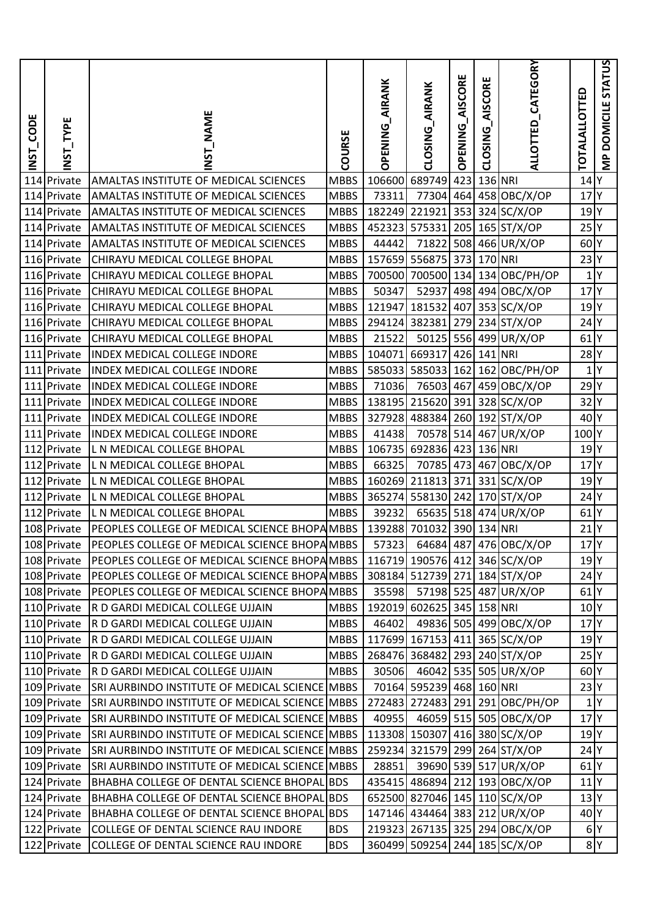| INST_CODE | INST_TYPE | INST_NAME | COURSE | OPENING_AIRANK | CLOSING_AIRANK | OPENING_AISCORE | CLOSING_AISCORE | ALLOTTED_CATEGORY | TOTALALLOTTED | MP DOMICILE STATUS |
|---|---|---|---|---|---|---|---|---|---|---|
| 114 | Private | AMALTAS INSTITUTE OF MEDICAL SCIENCES | MBBS | 106600 | 689749 | 423 | 136 | NRI | 14 | Y |
| 114 | Private | AMALTAS INSTITUTE OF MEDICAL SCIENCES | MBBS | 73311 | 77304 | 464 | 458 | OBC/X/OP | 17 | Y |
| 114 | Private | AMALTAS INSTITUTE OF MEDICAL SCIENCES | MBBS | 182249 | 221921 | 353 | 324 | SC/X/OP | 19 | Y |
| 114 | Private | AMALTAS INSTITUTE OF MEDICAL SCIENCES | MBBS | 452323 | 575331 | 205 | 165 | ST/X/OP | 25 | Y |
| 114 | Private | AMALTAS INSTITUTE OF MEDICAL SCIENCES | MBBS | 44442 | 71822 | 508 | 466 | UR/X/OP | 60 | Y |
| 116 | Private | CHIRAYU MEDICAL COLLEGE BHOPAL | MBBS | 157659 | 556875 | 373 | 170 | NRI | 23 | Y |
| 116 | Private | CHIRAYU MEDICAL COLLEGE BHOPAL | MBBS | 700500 | 700500 | 134 | 134 | OBC/PH/OP | 1 | Y |
| 116 | Private | CHIRAYU MEDICAL COLLEGE BHOPAL | MBBS | 50347 | 52937 | 498 | 494 | OBC/X/OP | 17 | Y |
| 116 | Private | CHIRAYU MEDICAL COLLEGE BHOPAL | MBBS | 121947 | 181532 | 407 | 353 | SC/X/OP | 19 | Y |
| 116 | Private | CHIRAYU MEDICAL COLLEGE BHOPAL | MBBS | 294124 | 382381 | 279 | 234 | ST/X/OP | 24 | Y |
| 116 | Private | CHIRAYU MEDICAL COLLEGE BHOPAL | MBBS | 21522 | 50125 | 556 | 499 | UR/X/OP | 61 | Y |
| 111 | Private | INDEX MEDICAL COLLEGE INDORE | MBBS | 104071 | 669317 | 426 | 141 | NRI | 28 | Y |
| 111 | Private | INDEX MEDICAL COLLEGE INDORE | MBBS | 585033 | 585033 | 162 | 162 | OBC/PH/OP | 1 | Y |
| 111 | Private | INDEX MEDICAL COLLEGE INDORE | MBBS | 71036 | 76503 | 467 | 459 | OBC/X/OP | 29 | Y |
| 111 | Private | INDEX MEDICAL COLLEGE INDORE | MBBS | 138195 | 215620 | 391 | 328 | SC/X/OP | 32 | Y |
| 111 | Private | INDEX MEDICAL COLLEGE INDORE | MBBS | 327928 | 488384 | 260 | 192 | ST/X/OP | 40 | Y |
| 111 | Private | INDEX MEDICAL COLLEGE INDORE | MBBS | 41438 | 70578 | 514 | 467 | UR/X/OP | 100 | Y |
| 112 | Private | L N MEDICAL COLLEGE BHOPAL | MBBS | 106735 | 692836 | 423 | 136 | NRI | 19 | Y |
| 112 | Private | L N MEDICAL COLLEGE BHOPAL | MBBS | 66325 | 70785 | 473 | 467 | OBC/X/OP | 17 | Y |
| 112 | Private | L N MEDICAL COLLEGE BHOPAL | MBBS | 160269 | 211813 | 371 | 331 | SC/X/OP | 19 | Y |
| 112 | Private | L N MEDICAL COLLEGE BHOPAL | MBBS | 365274 | 558130 | 242 | 170 | ST/X/OP | 24 | Y |
| 112 | Private | L N MEDICAL COLLEGE BHOPAL | MBBS | 39232 | 65635 | 518 | 474 | UR/X/OP | 61 | Y |
| 108 | Private | PEOPLES COLLEGE OF MEDICAL SCIENCE BHOPA | MBBS | 139288 | 701032 | 390 | 134 | NRI | 21 | Y |
| 108 | Private | PEOPLES COLLEGE OF MEDICAL SCIENCE BHOPA | MBBS | 57323 | 64684 | 487 | 476 | OBC/X/OP | 17 | Y |
| 108 | Private | PEOPLES COLLEGE OF MEDICAL SCIENCE BHOPA | MBBS | 116719 | 190576 | 412 | 346 | SC/X/OP | 19 | Y |
| 108 | Private | PEOPLES COLLEGE OF MEDICAL SCIENCE BHOPA | MBBS | 308184 | 512739 | 271 | 184 | ST/X/OP | 24 | Y |
| 108 | Private | PEOPLES COLLEGE OF MEDICAL SCIENCE BHOPA | MBBS | 35598 | 57198 | 525 | 487 | UR/X/OP | 61 | Y |
| 110 | Private | R D GARDI MEDICAL COLLEGE UJJAIN | MBBS | 192019 | 602625 | 345 | 158 | NRI | 10 | Y |
| 110 | Private | R D GARDI MEDICAL COLLEGE UJJAIN | MBBS | 46402 | 49836 | 505 | 499 | OBC/X/OP | 17 | Y |
| 110 | Private | R D GARDI MEDICAL COLLEGE UJJAIN | MBBS | 117699 | 167153 | 411 | 365 | SC/X/OP | 19 | Y |
| 110 | Private | R D GARDI MEDICAL COLLEGE UJJAIN | MBBS | 268476 | 368482 | 293 | 240 | ST/X/OP | 25 | Y |
| 110 | Private | R D GARDI MEDICAL COLLEGE UJJAIN | MBBS | 30506 | 46042 | 535 | 505 | UR/X/OP | 60 | Y |
| 109 | Private | SRI AURBINDO INSTITUTE OF MEDICAL SCIENCE | MBBS | 70164 | 595239 | 468 | 160 | NRI | 23 | Y |
| 109 | Private | SRI AURBINDO INSTITUTE OF MEDICAL SCIENCE | MBBS | 272483 | 272483 | 291 | 291 | OBC/PH/OP | 1 | Y |
| 109 | Private | SRI AURBINDO INSTITUTE OF MEDICAL SCIENCE | MBBS | 40955 | 46059 | 515 | 505 | OBC/X/OP | 17 | Y |
| 109 | Private | SRI AURBINDO INSTITUTE OF MEDICAL SCIENCE | MBBS | 113308 | 150307 | 416 | 380 | SC/X/OP | 19 | Y |
| 109 | Private | SRI AURBINDO INSTITUTE OF MEDICAL SCIENCE | MBBS | 259234 | 321579 | 299 | 264 | ST/X/OP | 24 | Y |
| 109 | Private | SRI AURBINDO INSTITUTE OF MEDICAL SCIENCE | MBBS | 28851 | 39690 | 539 | 517 | UR/X/OP | 61 | Y |
| 124 | Private | BHABHA COLLEGE OF DENTAL SCIENCE BHOPAL | BDS | 435415 | 486894 | 212 | 193 | OBC/X/OP | 11 | Y |
| 124 | Private | BHABHA COLLEGE OF DENTAL SCIENCE BHOPAL | BDS | 652500 | 827046 | 145 | 110 | SC/X/OP | 13 | Y |
| 124 | Private | BHABHA COLLEGE OF DENTAL SCIENCE BHOPAL | BDS | 147146 | 434464 | 383 | 212 | UR/X/OP | 40 | Y |
| 122 | Private | COLLEGE OF DENTAL SCIENCE RAU INDORE | BDS | 219323 | 267135 | 325 | 294 | OBC/X/OP | 6 | Y |
| 122 | Private | COLLEGE OF DENTAL SCIENCE RAU INDORE | BDS | 360499 | 509254 | 244 | 185 | SC/X/OP | 8 | Y |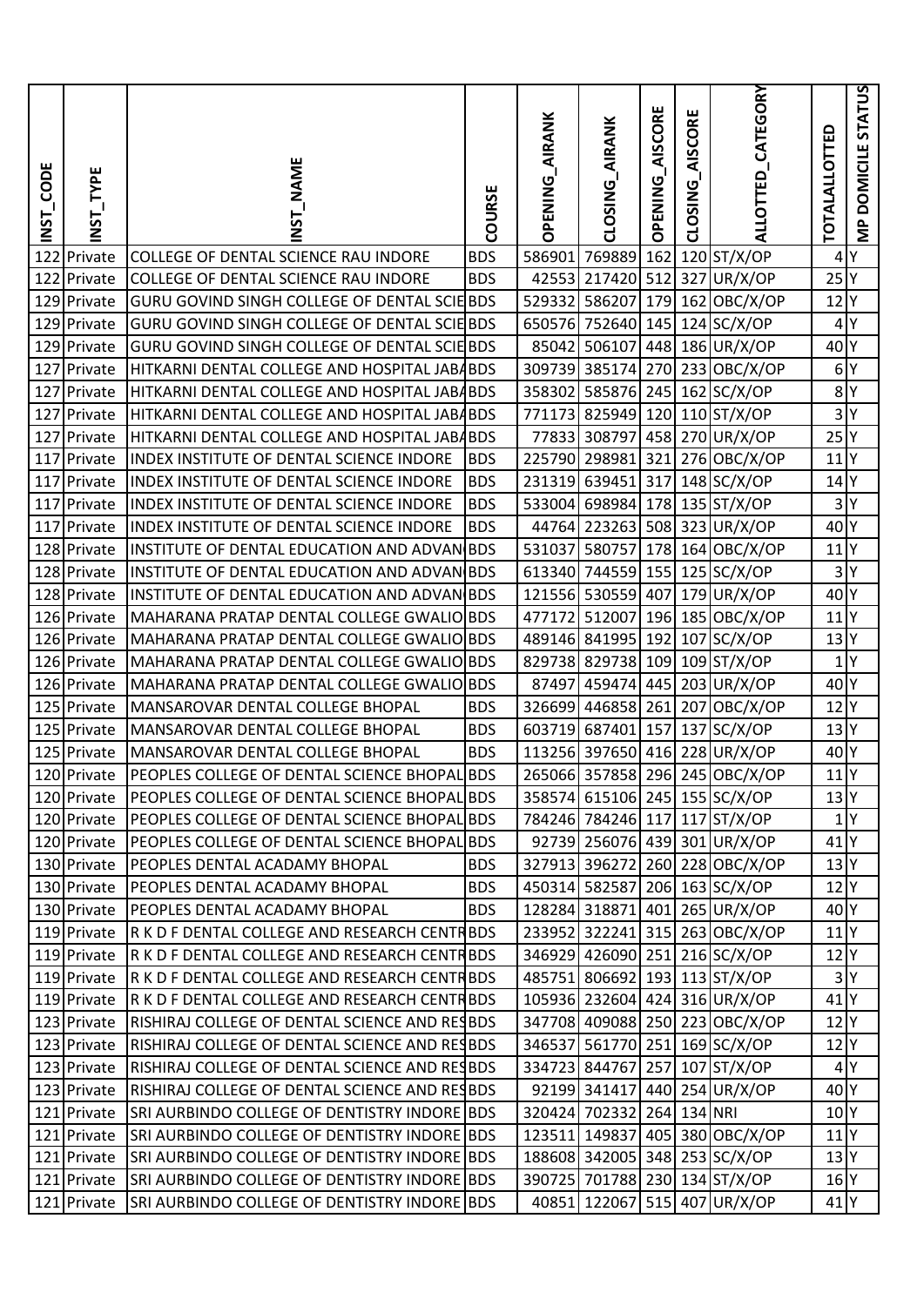| INST_CODE | INST_TYPE | INST_NAME | COURSE | OPENING_AIRANK | CLOSING_AIRANK | OPENING_AISCORE | CLOSING_AISCORE | ALLOTTED_CATEGORY | TOTALALLOTTED | MP DOMICILE STATUS |
|---|---|---|---|---|---|---|---|---|---|---|
| 122 | Private | COLLEGE OF DENTAL SCIENCE RAU INDORE | BDS | 586901 | 769889 | 162 | 120 | ST/X/OP | 4 | Y |
| 122 | Private | COLLEGE OF DENTAL SCIENCE RAU INDORE | BDS | 42553 | 217420 | 512 | 327 | UR/X/OP | 25 | Y |
| 129 | Private | GURU GOVIND SINGH COLLEGE OF DENTAL SCIE | BDS | 529332 | 586207 | 179 | 162 | OBC/X/OP | 12 | Y |
| 129 | Private | GURU GOVIND SINGH COLLEGE OF DENTAL SCIE | BDS | 650576 | 752640 | 145 | 124 | SC/X/OP | 4 | Y |
| 129 | Private | GURU GOVIND SINGH COLLEGE OF DENTAL SCIE | BDS | 85042 | 506107 | 448 | 186 | UR/X/OP | 40 | Y |
| 127 | Private | HITKARNI DENTAL COLLEGE AND HOSPITAL JABA | BDS | 309739 | 385174 | 270 | 233 | OBC/X/OP | 6 | Y |
| 127 | Private | HITKARNI DENTAL COLLEGE AND HOSPITAL JABA | BDS | 358302 | 585876 | 245 | 162 | SC/X/OP | 8 | Y |
| 127 | Private | HITKARNI DENTAL COLLEGE AND HOSPITAL JABA | BDS | 771173 | 825949 | 120 | 110 | ST/X/OP | 3 | Y |
| 127 | Private | HITKARNI DENTAL COLLEGE AND HOSPITAL JABA | BDS | 77833 | 308797 | 458 | 270 | UR/X/OP | 25 | Y |
| 117 | Private | INDEX INSTITUTE OF DENTAL SCIENCE INDORE | BDS | 225790 | 298981 | 321 | 276 | OBC/X/OP | 11 | Y |
| 117 | Private | INDEX INSTITUTE OF DENTAL SCIENCE INDORE | BDS | 231319 | 639451 | 317 | 148 | SC/X/OP | 14 | Y |
| 117 | Private | INDEX INSTITUTE OF DENTAL SCIENCE INDORE | BDS | 533004 | 698984 | 178 | 135 | ST/X/OP | 3 | Y |
| 117 | Private | INDEX INSTITUTE OF DENTAL SCIENCE INDORE | BDS | 44764 | 223263 | 508 | 323 | UR/X/OP | 40 | Y |
| 128 | Private | INSTITUTE OF DENTAL EDUCATION AND ADVAN | BDS | 531037 | 580757 | 178 | 164 | OBC/X/OP | 11 | Y |
| 128 | Private | INSTITUTE OF DENTAL EDUCATION AND ADVAN | BDS | 613340 | 744559 | 155 | 125 | SC/X/OP | 3 | Y |
| 128 | Private | INSTITUTE OF DENTAL EDUCATION AND ADVAN | BDS | 121556 | 530559 | 407 | 179 | UR/X/OP | 40 | Y |
| 126 | Private | MAHARANA PRATAP DENTAL COLLEGE GWALIO | BDS | 477172 | 512007 | 196 | 185 | OBC/X/OP | 11 | Y |
| 126 | Private | MAHARANA PRATAP DENTAL COLLEGE GWALIO | BDS | 489146 | 841995 | 192 | 107 | SC/X/OP | 13 | Y |
| 126 | Private | MAHARANA PRATAP DENTAL COLLEGE GWALIO | BDS | 829738 | 829738 | 109 | 109 | ST/X/OP | 1 | Y |
| 126 | Private | MAHARANA PRATAP DENTAL COLLEGE GWALIO | BDS | 87497 | 459474 | 445 | 203 | UR/X/OP | 40 | Y |
| 125 | Private | MANSAROVAR DENTAL COLLEGE BHOPAL | BDS | 326699 | 446858 | 261 | 207 | OBC/X/OP | 12 | Y |
| 125 | Private | MANSAROVAR DENTAL COLLEGE BHOPAL | BDS | 603719 | 687401 | 157 | 137 | SC/X/OP | 13 | Y |
| 125 | Private | MANSAROVAR DENTAL COLLEGE BHOPAL | BDS | 113256 | 397650 | 416 | 228 | UR/X/OP | 40 | Y |
| 120 | Private | PEOPLES COLLEGE OF DENTAL SCIENCE BHOPAL | BDS | 265066 | 357858 | 296 | 245 | OBC/X/OP | 11 | Y |
| 120 | Private | PEOPLES COLLEGE OF DENTAL SCIENCE BHOPAL | BDS | 358574 | 615106 | 245 | 155 | SC/X/OP | 13 | Y |
| 120 | Private | PEOPLES COLLEGE OF DENTAL SCIENCE BHOPAL | BDS | 784246 | 784246 | 117 | 117 | ST/X/OP | 1 | Y |
| 120 | Private | PEOPLES COLLEGE OF DENTAL SCIENCE BHOPAL | BDS | 92739 | 256076 | 439 | 301 | UR/X/OP | 41 | Y |
| 130 | Private | PEOPLES DENTAL ACADAMY BHOPAL | BDS | 327913 | 396272 | 260 | 228 | OBC/X/OP | 13 | Y |
| 130 | Private | PEOPLES DENTAL ACADAMY BHOPAL | BDS | 450314 | 582587 | 206 | 163 | SC/X/OP | 12 | Y |
| 130 | Private | PEOPLES DENTAL ACADAMY BHOPAL | BDS | 128284 | 318871 | 401 | 265 | UR/X/OP | 40 | Y |
| 119 | Private | R K D F DENTAL COLLEGE AND RESEARCH CENTR | BDS | 233952 | 322241 | 315 | 263 | OBC/X/OP | 11 | Y |
| 119 | Private | R K D F DENTAL COLLEGE AND RESEARCH CENTR | BDS | 346929 | 426090 | 251 | 216 | SC/X/OP | 12 | Y |
| 119 | Private | R K D F DENTAL COLLEGE AND RESEARCH CENTR | BDS | 485751 | 806692 | 193 | 113 | ST/X/OP | 3 | Y |
| 119 | Private | R K D F DENTAL COLLEGE AND RESEARCH CENTR | BDS | 105936 | 232604 | 424 | 316 | UR/X/OP | 41 | Y |
| 123 | Private | RISHIRAJ COLLEGE OF DENTAL SCIENCE AND RES | BDS | 347708 | 409088 | 250 | 223 | OBC/X/OP | 12 | Y |
| 123 | Private | RISHIRAJ COLLEGE OF DENTAL SCIENCE AND RES | BDS | 346537 | 561770 | 251 | 169 | SC/X/OP | 12 | Y |
| 123 | Private | RISHIRAJ COLLEGE OF DENTAL SCIENCE AND RES | BDS | 334723 | 844767 | 257 | 107 | ST/X/OP | 4 | Y |
| 123 | Private | RISHIRAJ COLLEGE OF DENTAL SCIENCE AND RES | BDS | 92199 | 341417 | 440 | 254 | UR/X/OP | 40 | Y |
| 121 | Private | SRI AURBINDO COLLEGE OF DENTISTRY INDORE | BDS | 320424 | 702332 | 264 | 134 | NRI | 10 | Y |
| 121 | Private | SRI AURBINDO COLLEGE OF DENTISTRY INDORE | BDS | 123511 | 149837 | 405 | 380 | OBC/X/OP | 11 | Y |
| 121 | Private | SRI AURBINDO COLLEGE OF DENTISTRY INDORE | BDS | 188608 | 342005 | 348 | 253 | SC/X/OP | 13 | Y |
| 121 | Private | SRI AURBINDO COLLEGE OF DENTISTRY INDORE | BDS | 390725 | 701788 | 230 | 134 | ST/X/OP | 16 | Y |
| 121 | Private | SRI AURBINDO COLLEGE OF DENTISTRY INDORE | BDS | 40851 | 122067 | 515 | 407 | UR/X/OP | 41 | Y |